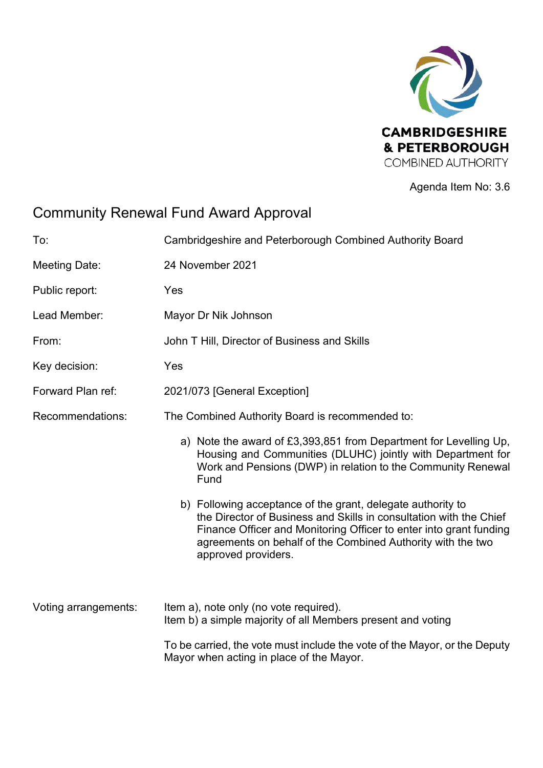CAMBRIDGESHIRE
& PETERBOROUGH
COMBINED AUTHORITY

Agenda Item No: 3.6

# Community Renewal Fund Award Approval

| | |
|---|---|
| To: | Cambridgeshire and Peterborough Combined Authority Board |
| Meeting Date: | 24 November 2021 |
| Public report: | Yes |
| Lead Member: | Mayor Dr Nik Johnson |
| From: | John T Hill, Director of Business and Skills |
| Key decision: | Yes |
| Forward Plan ref: | 2021/073 [General Exception] |
| Recommendations: | The Combined Authority Board is recommended to: |

a) Note the award of £3,393,851 from Department for Levelling Up, Housing and Communities (DLUHC) jointly with Department for Work and Pensions (DWP) in relation to the Community Renewal Fund

b) Following acceptance of the grant, delegate authority to the Director of Business and Skills in consultation with the Chief Finance Officer and Monitoring Officer to enter into grant funding agreements on behalf of the Combined Authority with the two approved providers.

Voting arrangements: Item a), note only (no vote required).
Item b) a simple majority of all Members present and voting

To be carried, the vote must include the vote of the Mayor, or the Deputy Mayor when acting in place of the Mayor.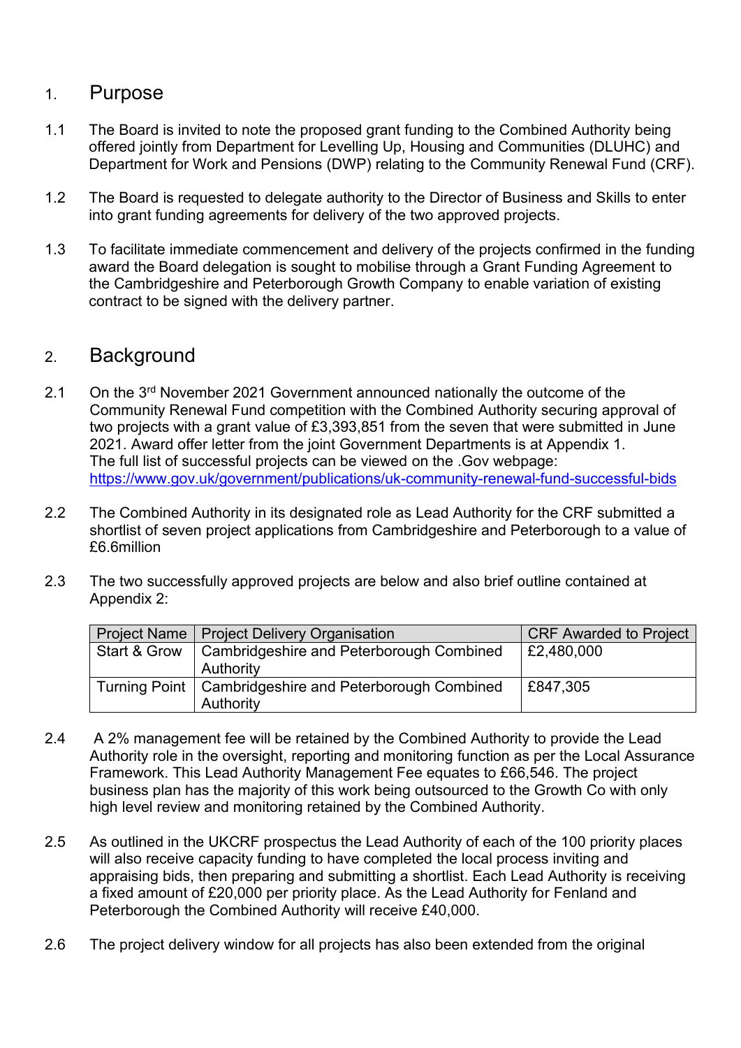## 1. Purpose

1.1 The Board is invited to note the proposed grant funding to the Combined Authority being offered jointly from Department for Levelling Up, Housing and Communities (DLUHC) and Department for Work and Pensions (DWP) relating to the Community Renewal Fund (CRF).

1.2 The Board is requested to delegate authority to the Director of Business and Skills to enter into grant funding agreements for delivery of the two approved projects.

1.3 To facilitate immediate commencement and delivery of the projects confirmed in the funding award the Board delegation is sought to mobilise through a Grant Funding Agreement to the Cambridgeshire and Peterborough Growth Company to enable variation of existing contract to be signed with the delivery partner.

## 2. Background

2.1 On the 3rd November 2021 Government announced nationally the outcome of the Community Renewal Fund competition with the Combined Authority securing approval of two projects with a grant value of £3,393,851 from the seven that were submitted in June 2021. Award offer letter from the joint Government Departments is at Appendix 1. The full list of successful projects can be viewed on the .Gov webpage: https://www.gov.uk/government/publications/uk-community-renewal-fund-successful-bids

2.2 The Combined Authority in its designated role as Lead Authority for the CRF submitted a shortlist of seven project applications from Cambridgeshire and Peterborough to a value of £6.6million

2.3 The two successfully approved projects are below and also brief outline contained at Appendix 2:

| Project Name | Project Delivery Organisation | CRF Awarded to Project |
|---|---|---|
| Start & Grow | Cambridgeshire and Peterborough Combined Authority | £2,480,000 |
| Turning Point | Cambridgeshire and Peterborough Combined Authority | £847,305 |

2.4 A 2% management fee will be retained by the Combined Authority to provide the Lead Authority role in the oversight, reporting and monitoring function as per the Local Assurance Framework. This Lead Authority Management Fee equates to £66,546. The project business plan has the majority of this work being outsourced to the Growth Co with only high level review and monitoring retained by the Combined Authority.

2.5 As outlined in the UKCRF prospectus the Lead Authority of each of the 100 priority places will also receive capacity funding to have completed the local process inviting and appraising bids, then preparing and submitting a shortlist. Each Lead Authority is receiving a fixed amount of £20,000 per priority place. As the Lead Authority for Fenland and Peterborough the Combined Authority will receive £40,000.

2.6 The project delivery window for all projects has also been extended from the original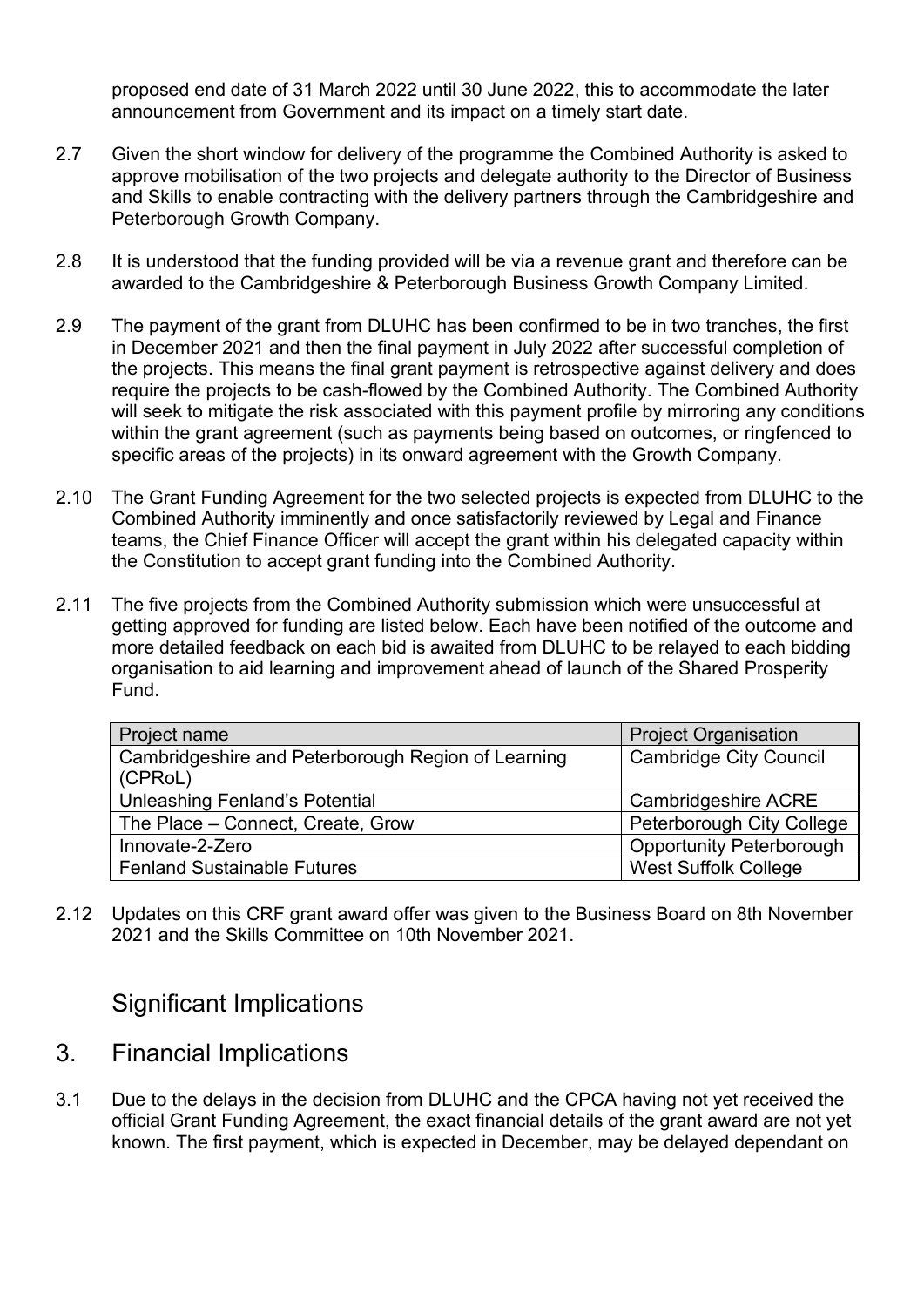proposed end date of 31 March 2022 until 30 June 2022, this to accommodate the later announcement from Government and its impact on a timely start date.

2.7 Given the short window for delivery of the programme the Combined Authority is asked to approve mobilisation of the two projects and delegate authority to the Director of Business and Skills to enable contracting with the delivery partners through the Cambridgeshire and Peterborough Growth Company.

2.8 It is understood that the funding provided will be via a revenue grant and therefore can be awarded to the Cambridgeshire & Peterborough Business Growth Company Limited.

2.9 The payment of the grant from DLUHC has been confirmed to be in two tranches, the first in December 2021 and then the final payment in July 2022 after successful completion of the projects. This means the final grant payment is retrospective against delivery and does require the projects to be cash-flowed by the Combined Authority. The Combined Authority will seek to mitigate the risk associated with this payment profile by mirroring any conditions within the grant agreement (such as payments being based on outcomes, or ringfenced to specific areas of the projects) in its onward agreement with the Growth Company.

2.10 The Grant Funding Agreement for the two selected projects is expected from DLUHC to the Combined Authority imminently and once satisfactorily reviewed by Legal and Finance teams, the Chief Finance Officer will accept the grant within his delegated capacity within the Constitution to accept grant funding into the Combined Authority.

2.11 The five projects from the Combined Authority submission which were unsuccessful at getting approved for funding are listed below. Each have been notified of the outcome and more detailed feedback on each bid is awaited from DLUHC to be relayed to each bidding organisation to aid learning and improvement ahead of launch of the Shared Prosperity Fund.

| Project name | Project Organisation |
|---|---|
| Cambridgeshire and Peterborough Region of Learning (CPRoL) | Cambridge City Council |
| Unleashing Fenland's Potential | Cambridgeshire ACRE |
| The Place – Connect, Create, Grow | Peterborough City College |
| Innovate-2-Zero | Opportunity Peterborough |
| Fenland Sustainable Futures | West Suffolk College |

2.12 Updates on this CRF grant award offer was given to the Business Board on 8th November 2021 and the Skills Committee on 10th November 2021.

## Significant Implications

## 3. Financial Implications

3.1 Due to the delays in the decision from DLUHC and the CPCA having not yet received the official Grant Funding Agreement, the exact financial details of the grant award are not yet known. The first payment, which is expected in December, may be delayed dependant on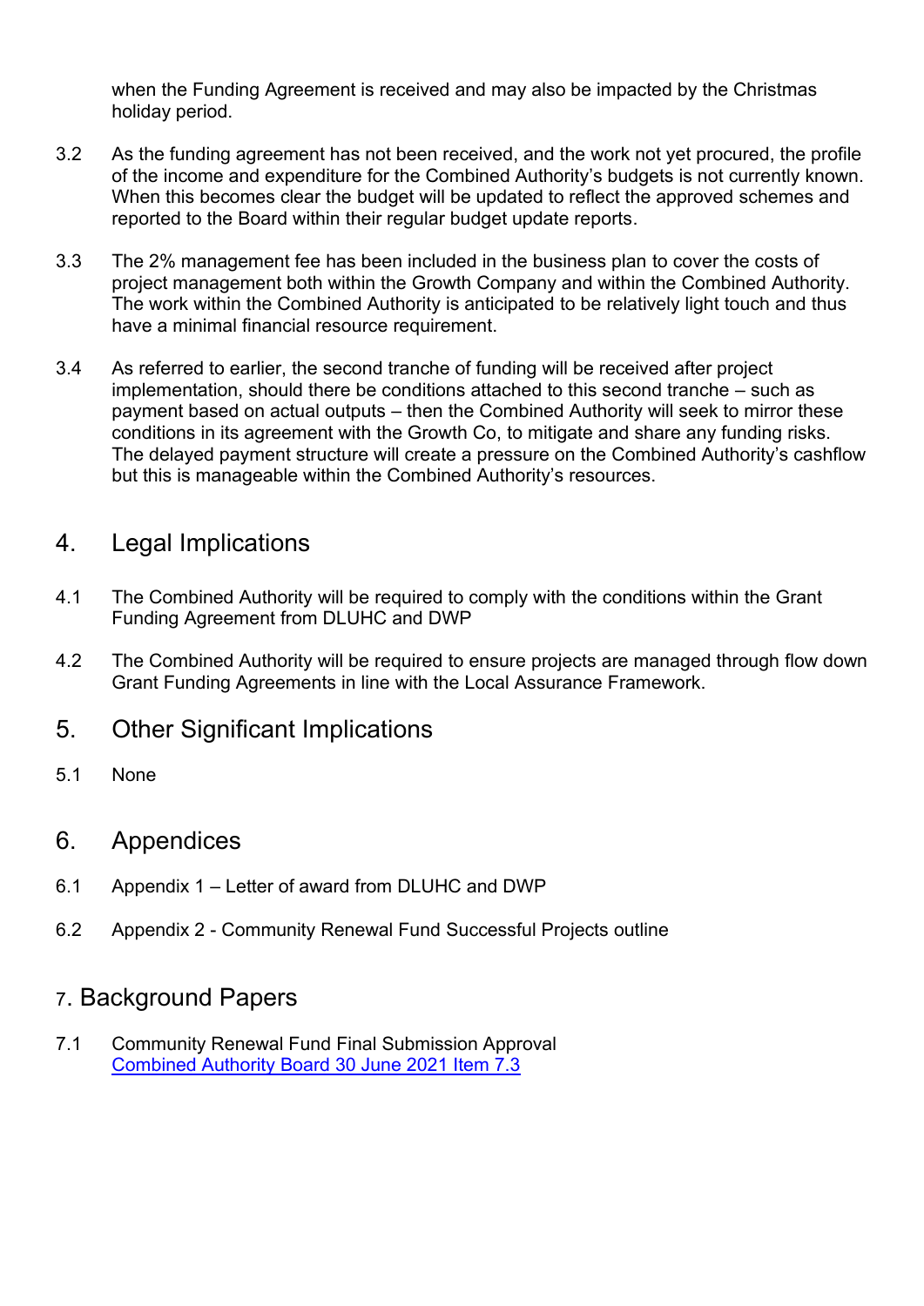when the Funding Agreement is received and may also be impacted by the Christmas holiday period.

3.2 As the funding agreement has not been received, and the work not yet procured, the profile of the income and expenditure for the Combined Authority's budgets is not currently known. When this becomes clear the budget will be updated to reflect the approved schemes and reported to the Board within their regular budget update reports.

3.3 The 2% management fee has been included in the business plan to cover the costs of project management both within the Growth Company and within the Combined Authority. The work within the Combined Authority is anticipated to be relatively light touch and thus have a minimal financial resource requirement.

3.4 As referred to earlier, the second tranche of funding will be received after project implementation, should there be conditions attached to this second tranche – such as payment based on actual outputs – then the Combined Authority will seek to mirror these conditions in its agreement with the Growth Co, to mitigate and share any funding risks. The delayed payment structure will create a pressure on the Combined Authority's cashflow but this is manageable within the Combined Authority's resources.

## 4. Legal Implications

4.1 The Combined Authority will be required to comply with the conditions within the Grant Funding Agreement from DLUHC and DWP

4.2 The Combined Authority will be required to ensure projects are managed through flow down Grant Funding Agreements in line with the Local Assurance Framework.

## 5. Other Significant Implications

5.1 None

## 6. Appendices

6.1 Appendix 1 – Letter of award from DLUHC and DWP

6.2 Appendix 2 - Community Renewal Fund Successful Projects outline

## 7. Background Papers

7.1 Community Renewal Fund Final Submission Approval
[Combined Authority Board 30 June 2021 Item 7.3]